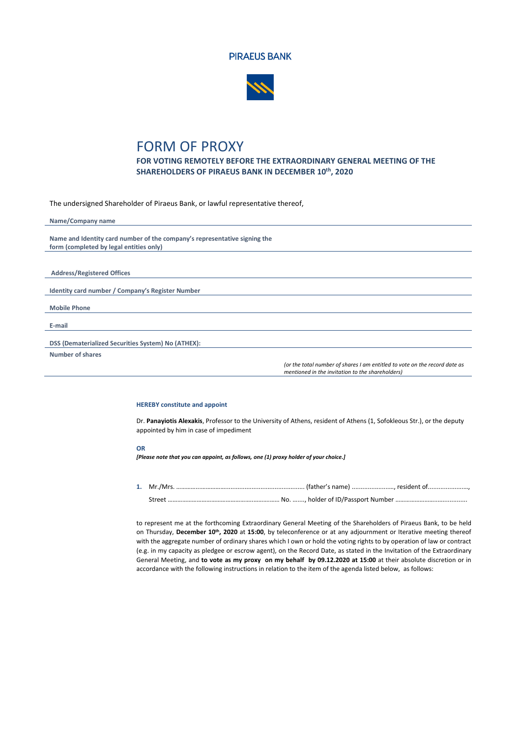PIRAEUS BANK

# FORM OF PROXY

## FOR VOTING REMOTELY BEFORE THE EXTRAORDINARY GENERAL MEETING OF THE SHAREHOLDERS OF PIRAEUS BANK IN DECEMBER 10th, 2020

The undersigned Shareholder of Piraeus Bank, or lawful representative thereof,

**Name/Company name**

**Name and Identity card number of the company's representative signing the form (completed by legal entities only)**

**Address/Registered Offices**

**Identity card number / Company's Register Number**

**Mobile Phone**

**E-mail**

**DSS (Dematerialized Securities System) No (ATHEX):**

**Number of shares**

*(or the total number of shares I am entitled to vote on the record date as mentioned in the invitation to the shareholders)*

**HEREBY constitute and appoint**

Dr. **Panayiotis Alexakis**, Professor to the University of Athens, resident of Athens (1, Sofokleous Str.), or the deputy appointed by him in case of impediment

**OR**

***[Please note that you can appoint, as follows, one (1) proxy holder of your choice.]***

**1.** Mr./Mrs. ………………………............................................................ (father's name) ......................., resident of......................, Street …………………………………………....................... No. ……., holder of ID/Passport Number …………………………….............

to represent me at the forthcoming Extraordinary General Meeting of the Shareholders of Piraeus Bank, to be held on Thursday, **December 10th, 2020** at **15:00**, by teleconference or at any adjournment or Iterative meeting thereof with the aggregate number of ordinary shares which I own or hold the voting rights to by operation of law or contract (e.g. in my capacity as pledgee or escrow agent), on the Record Date, as stated in the Invitation of the Extraordinary General Meeting, and **to vote as my proxy on my behalf by 09.12.2020 at 15:00** at their absolute discretion or in accordance with the following instructions in relation to the item of the agenda listed below, as follows: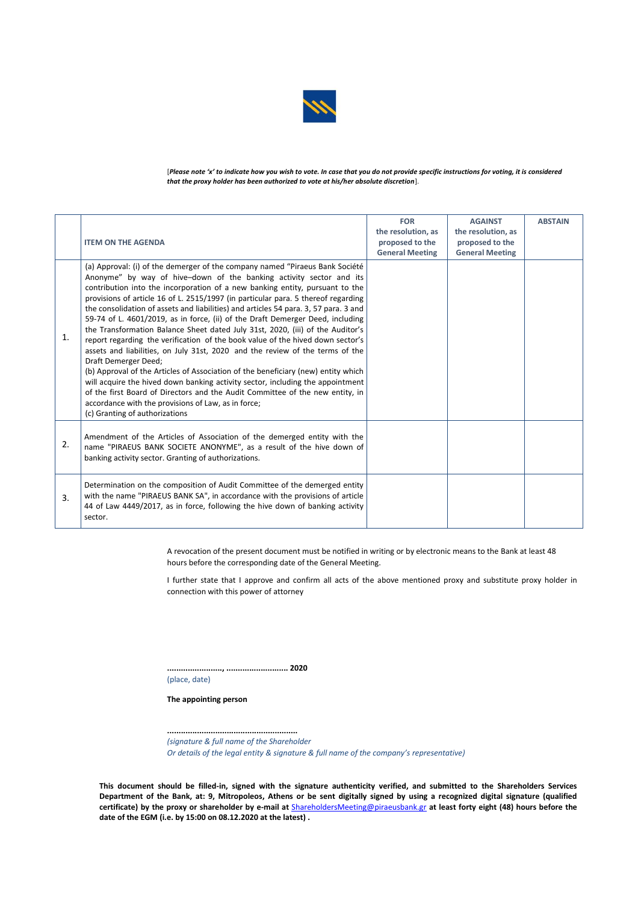[*Please note 'x' to indicate how you wish to vote. In case that you do not provide specific instructions for voting, it is considered that the proxy holder has been authorized to vote at his/her absolute discretion*].

| | ITEM ON THE AGENDA | FOR the resolution, as proposed to the General Meeting | AGAINST the resolution, as proposed to the General Meeting | ABSTAIN |
|---|---|---|---|---|
| 1. | (a) Approval: (i) of the demerger of the company named "Piraeus Bank Société Anonyme" by way of hive–down of the banking activity sector and its contribution into the incorporation of a new banking entity, pursuant to the provisions of article 16 of L. 2515/1997 (in particular para. 5 thereof regarding the consolidation of assets and liabilities) and articles 54 para. 3, 57 para. 3 and 59-74 of L. 4601/2019, as in force, (ii) of the Draft Demerger Deed, including the Transformation Balance Sheet dated July 31st, 2020, (iii) of the Auditor's report regarding the verification of the book value of the hived down sector's assets and liabilities, on July 31st, 2020 and the review of the terms of the Draft Demerger Deed;<br>(b) Approval of the Articles of Association of the beneficiary (new) entity which will acquire the hived down banking activity sector, including the appointment of the first Board of Directors and the Audit Committee of the new entity, in accordance with the provisions of Law, as in force;<br>(c) Granting of authorizations | | | |
| 2. | Amendment of the Articles of Association of the demerged entity with the name "PIRAEUS BANK SOCIETE ANONYME", as a result of the hive down of banking activity sector. Granting of authorizations. | | | |
| 3. | Determination on the composition of Audit Committee of the demerged entity with the name "PIRAEUS BANK SA", in accordance with the provisions of article 44 of Law 4449/2017, as in force, following the hive down of banking activity sector. | | | |

A revocation of the present document must be notified in writing or by electronic means to the Bank at least 48 hours before the corresponding date of the General Meeting.

I further state that I approve and confirm all acts of the above mentioned proxy and substitute proxy holder in connection with this power of attorney

**........................, .......................... 2020**
(place, date)

**The appointing person**

**........................................................**
*(signature & full name of the Shareholder*
*Or details of the legal entity & signature & full name of the company's representative)*

**This document should be filled-in, signed with the signature authenticity verified, and submitted to the Shareholders Services Department of the Bank, at: 9, Mitropoleos, Athens or be sent digitally signed by using a recognized digital signature (qualified certificate) by the proxy or shareholder by e-mail at ShareholdersMeeting@piraeusbank.gr at least forty eight (48) hours before the date of the EGM (i.e. by 15:00 on 08.12.2020 at the latest) .**